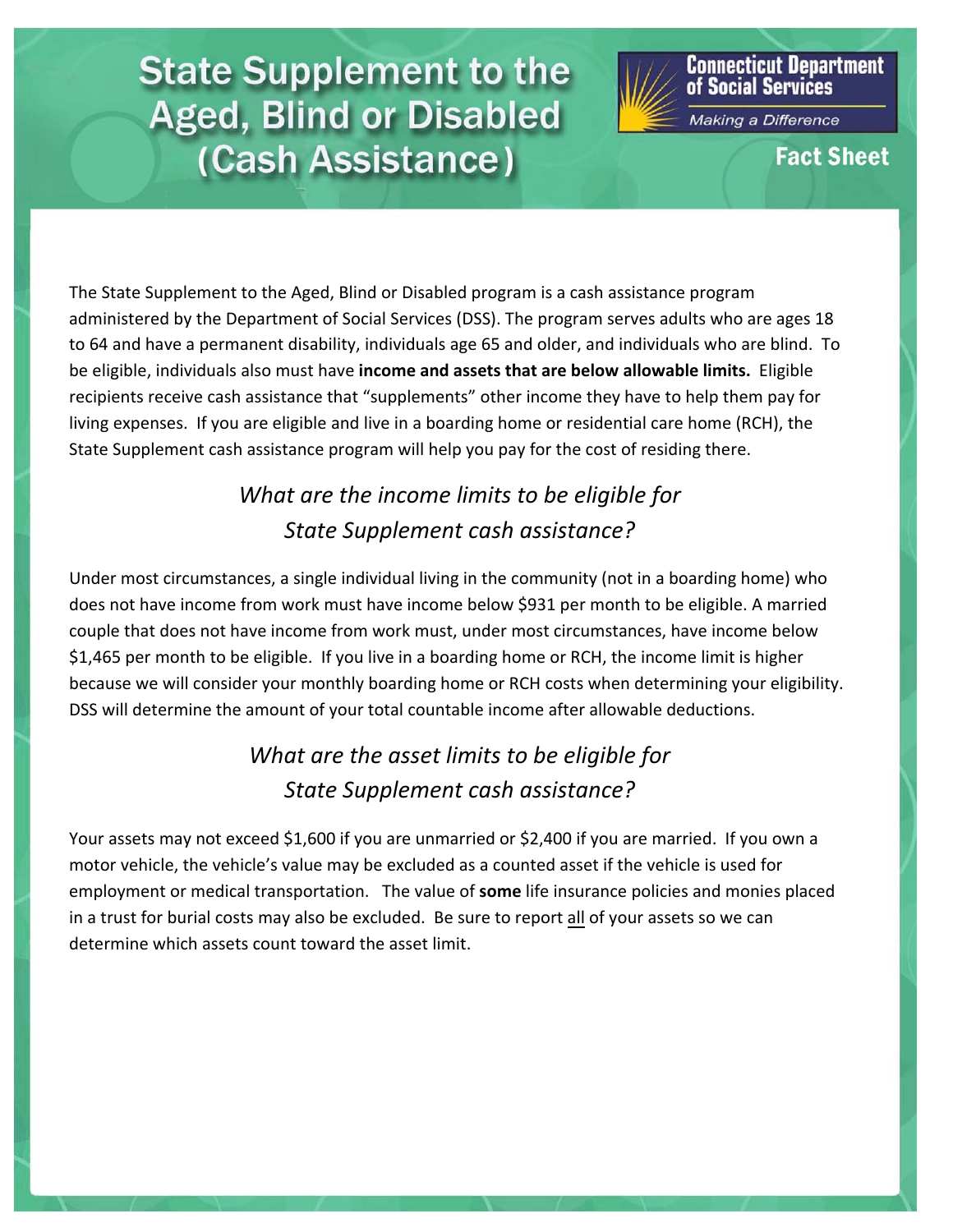# State Supplement to the Aged, Blind or Disabled (Cash Assistance)

**Connecticut Department of Social Services**

*Making a Difference*

**Fact Sheet**

The State Supplement to the Aged, Blind or Disabled program is a cash assistance program administered by the Department of Social Services (DSS). The program serves adults who are ages 18 to 64 and have a permanent disability, individuals age 65 and older, and individuals who are blind. To be eligible, individuals also must have **income and assets that are below allowable limits.** Eligible recipients receive cash assistance that "supplements" other income they have to help them pay for living expenses. If you are eligible and live in a boarding home or residential care home (RCH), the State Supplement cash assistance program will help you pay for the cost of residing there.

## *What are the income limits to be eligible for State Supplement cash assistance?*

Under most circumstances, a single individual living in the community (not in a boarding home) who does not have income from work must have income below $931 per month to be eligible. A married couple that does not have income from work must, under most circumstances, have income below $1,465 per month to be eligible. If you live in a boarding home or RCH, the income limit is higher because we will consider your monthly boarding home or RCH costs when determining your eligibility. DSS will determine the amount of your total countable income after allowable deductions.

## *What are the asset limits to be eligible for State Supplement cash assistance?*

Your assets may not exceed $1,600 if you are unmarried or $2,400 if you are married. If you own a motor vehicle, the vehicle's value may be excluded as a counted asset if the vehicle is used for employment or medical transportation. The value of **some** life insurance policies and monies placed in a trust for burial costs may also be excluded. Be sure to report <u>all</u> of your assets so we can determine which assets count toward the asset limit.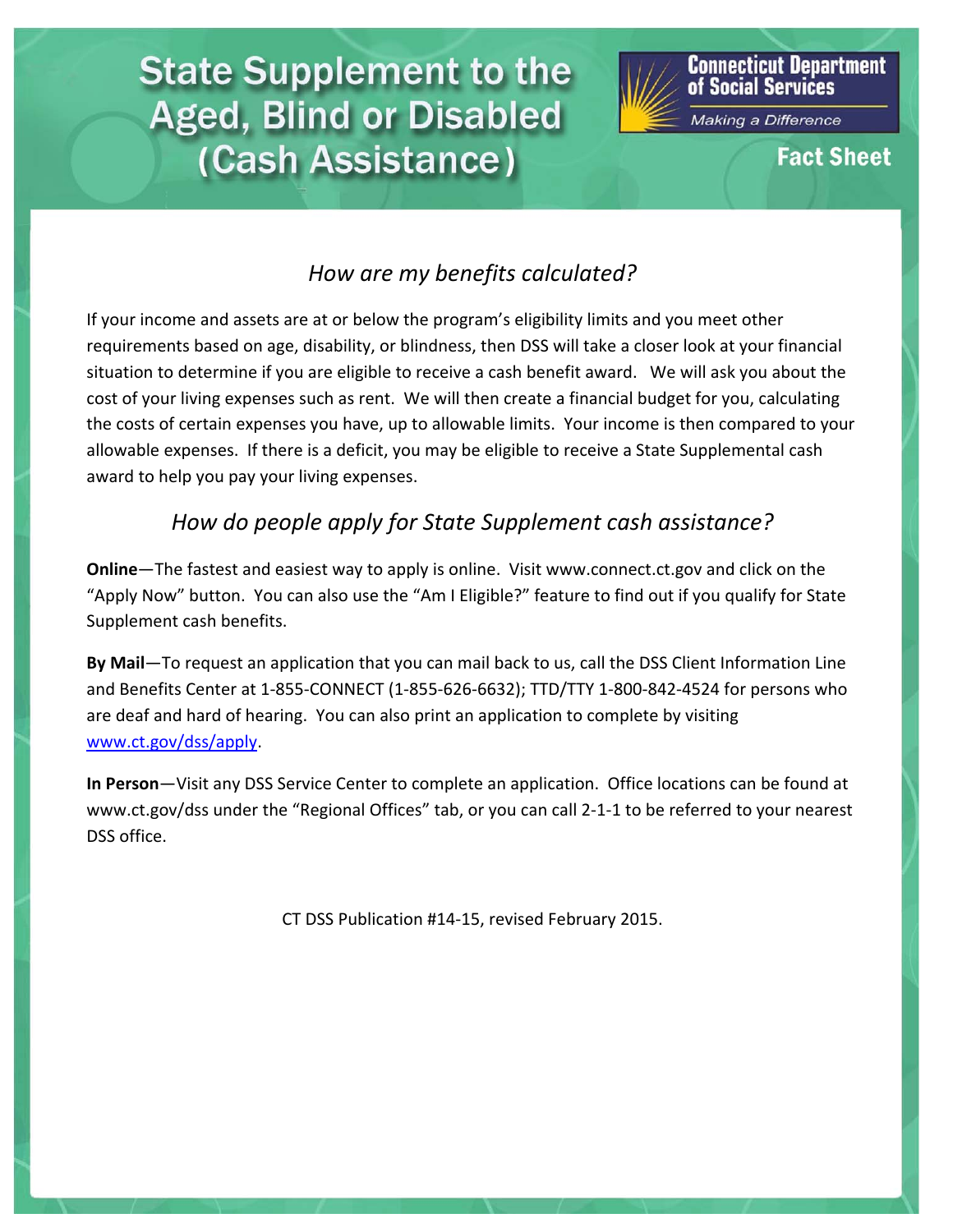# State Supplement to the Aged, Blind or Disabled (Cash Assistance)

Connecticut Department of Social Services

*Making a Difference*

Fact Sheet

## *How are my benefits calculated?*

If your income and assets are at or below the program's eligibility limits and you meet other requirements based on age, disability, or blindness, then DSS will take a closer look at your financial situation to determine if you are eligible to receive a cash benefit award. We will ask you about the cost of your living expenses such as rent. We will then create a financial budget for you, calculating the costs of certain expenses you have, up to allowable limits. Your income is then compared to your allowable expenses. If there is a deficit, you may be eligible to receive a State Supplemental cash award to help you pay your living expenses.

## *How do people apply for State Supplement cash assistance?*

**Online**—The fastest and easiest way to apply is online. Visit www.connect.ct.gov and click on the "Apply Now" button. You can also use the "Am I Eligible?" feature to find out if you qualify for State Supplement cash benefits.

**By Mail**—To request an application that you can mail back to us, call the DSS Client Information Line and Benefits Center at 1-855-CONNECT (1-855-626-6632); TTD/TTY 1-800-842-4524 for persons who are deaf and hard of hearing. You can also print an application to complete by visiting www.ct.gov/dss/apply.

**In Person**—Visit any DSS Service Center to complete an application. Office locations can be found at www.ct.gov/dss under the "Regional Offices" tab, or you can call 2-1-1 to be referred to your nearest DSS office.

CT DSS Publication #14-15, revised February 2015.